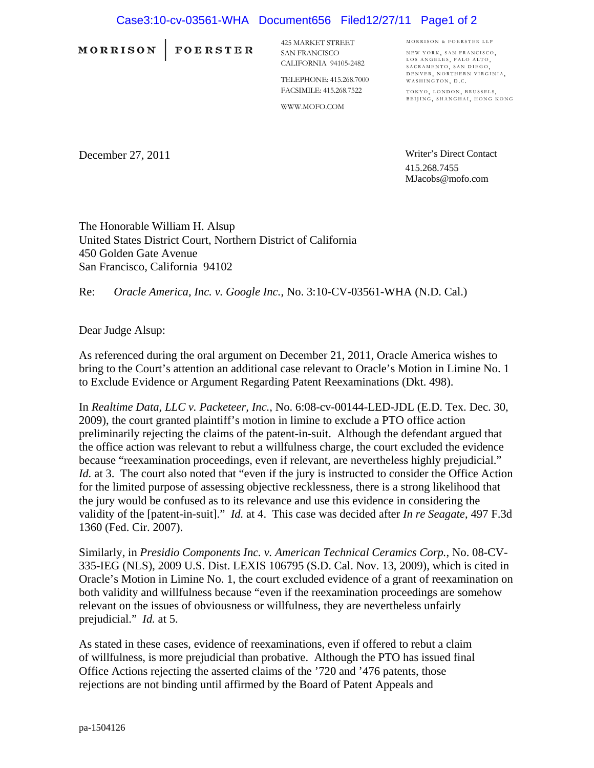**MORRISON | FOERSTER**

425 MARKET STREET
SAN FRANCISCO
CALIFORNIA 94105-2482

TELEPHONE: 415.268.7000
FACSIMILE: 415.268.7522

WWW.MOFO.COM

MORRISON & FOERSTER LLP

NEW YORK, SAN FRANCISCO, LOS ANGELES, PALO ALTO, SACRAMENTO, SAN DIEGO, DENVER, NORTHERN VIRGINIA, WASHINGTON, D.C.

TOKYO, LONDON, BRUSSELS, BEIJING, SHANGHAI, HONG KONG

December 27, 2011

Writer's Direct Contact
415.268.7455
MJacobs@mofo.com

The Honorable William H. Alsup
United States District Court, Northern District of California
450 Golden Gate Avenue
San Francisco, California 94102

Re: *Oracle America, Inc. v. Google Inc.*, No. 3:10-CV-03561-WHA (N.D. Cal.)

Dear Judge Alsup:

As referenced during the oral argument on December 21, 2011, Oracle America wishes to bring to the Court's attention an additional case relevant to Oracle's Motion in Limine No. 1 to Exclude Evidence or Argument Regarding Patent Reexaminations (Dkt. 498).

In *Realtime Data, LLC v. Packeteer, Inc.*, No. 6:08-cv-00144-LED-JDL (E.D. Tex. Dec. 30, 2009), the court granted plaintiff's motion in limine to exclude a PTO office action preliminarily rejecting the claims of the patent-in-suit. Although the defendant argued that the office action was relevant to rebut a willfulness charge, the court excluded the evidence because "reexamination proceedings, even if relevant, are nevertheless highly prejudicial." *Id.* at 3. The court also noted that "even if the jury is instructed to consider the Office Action for the limited purpose of assessing objective recklessness, there is a strong likelihood that the jury would be confused as to its relevance and use this evidence in considering the validity of the [patent-in-suit]." *Id.* at 4. This case was decided after *In re Seagate*, 497 F.3d 1360 (Fed. Cir. 2007).

Similarly, in *Presidio Components Inc. v. American Technical Ceramics Corp.*, No. 08-CV-335-IEG (NLS), 2009 U.S. Dist. LEXIS 106795 (S.D. Cal. Nov. 13, 2009), which is cited in Oracle's Motion in Limine No. 1, the court excluded evidence of a grant of reexamination on both validity and willfulness because "even if the reexamination proceedings are somehow relevant on the issues of obviousness or willfulness, they are nevertheless unfairly prejudicial." *Id.* at 5.

As stated in these cases, evidence of reexaminations, even if offered to rebut a claim of willfulness, is more prejudicial than probative. Although the PTO has issued final Office Actions rejecting the asserted claims of the '720 and '476 patents, those rejections are not binding until affirmed by the Board of Patent Appeals and

pa-1504126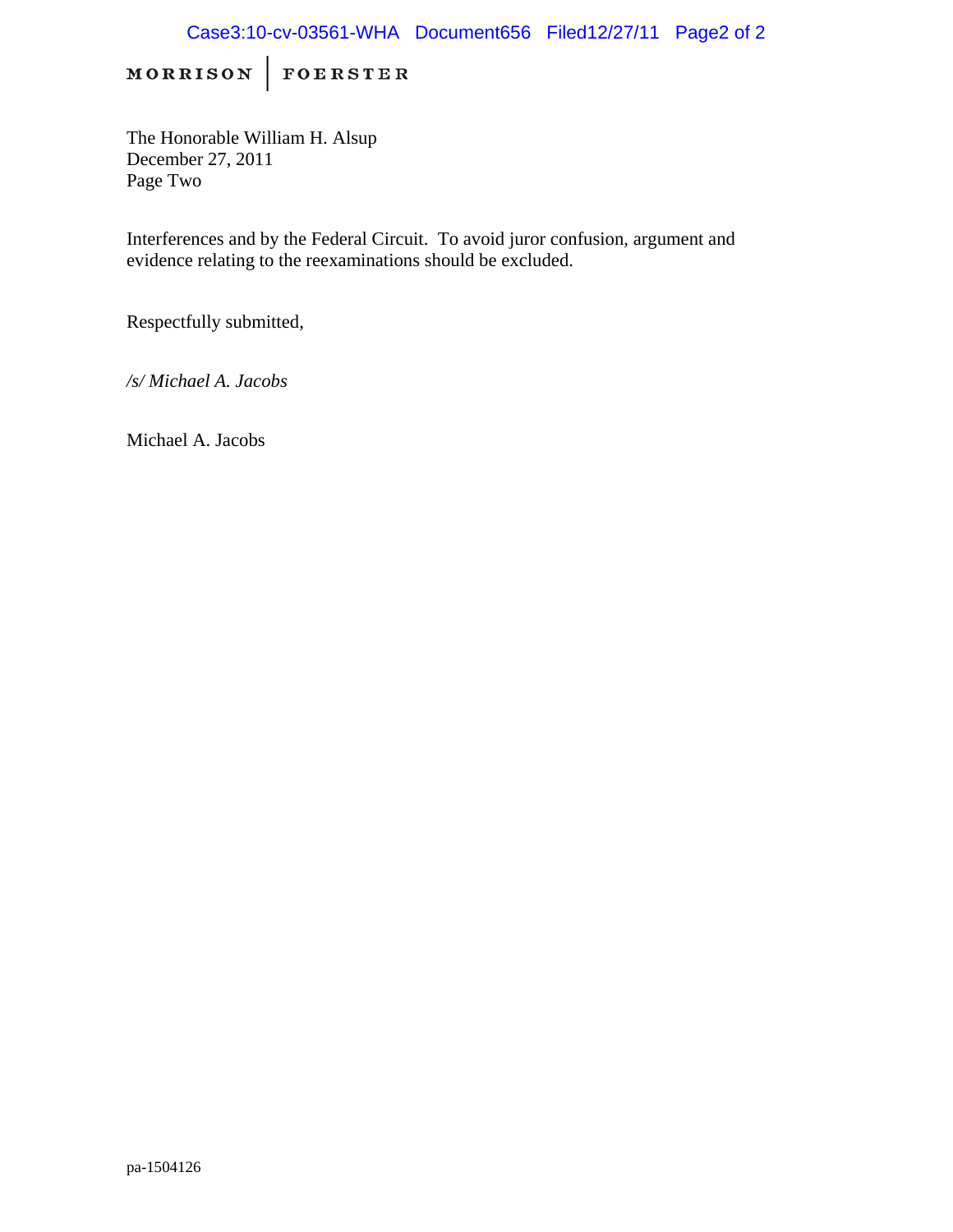The Honorable William H. Alsup
December 27, 2011
Page Two

Interferences and by the Federal Circuit. To avoid juror confusion, argument and evidence relating to the reexaminations should be excluded.

Respectfully submitted,

*/s/ Michael A. Jacobs*

Michael A. Jacobs

pa-1504126